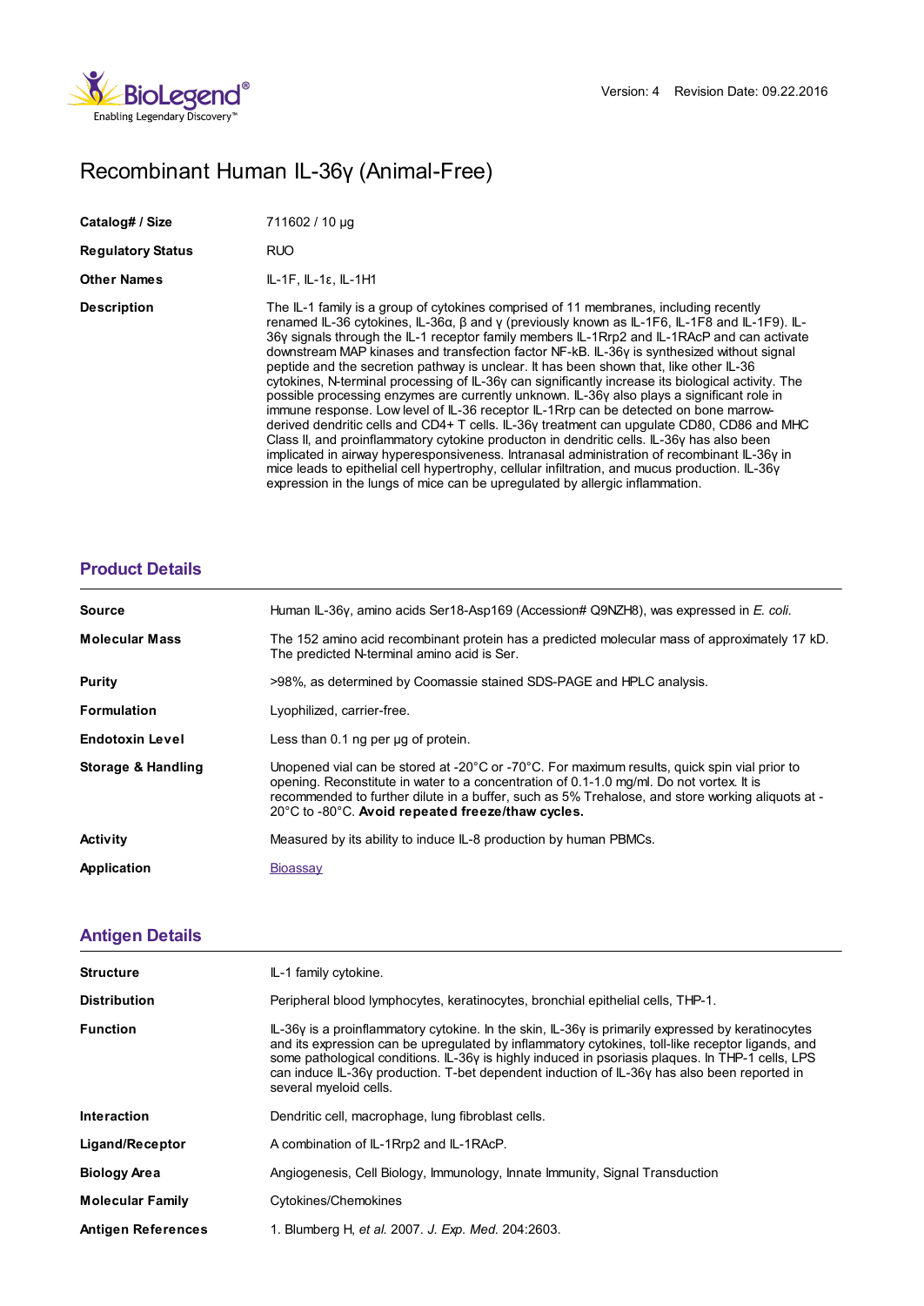Version: 4 Revision Date: 09.22.2016

# Recombinant Human IL-36γ (Animal-Free)

| | |
|---|---|
| **Catalog# / Size** | 711602 / 10 µg |
| **Regulatory Status** | RUO |
| **Other Names** | IL-1F, IL-1ε, IL-1H1 |
| **Description** | The IL-1 family is a group of cytokines comprised of 11 membranes, including recently renamed IL-36 cytokines, IL-36α, β and γ (previously known as IL-1F6, IL-1F8 and IL-1F9). IL-36γ signals through the IL-1 receptor family members IL-1Rrp2 and IL-1RAcP and can activate downstream MAP kinases and transfection factor NF-kB. IL-36γ is synthesized without signal peptide and the secretion pathway is unclear. It has been shown that, like other IL-36 cytokines, N-terminal processing of IL-36γ can significantly increase its biological activity. The possible processing enzymes are currently unknown. IL-36γ also plays a significant role in immune response. Low level of IL-36 receptor IL-1Rrp can be detected on bone marrow-derived dendritic cells and CD4+ T cells. IL-36γ treatment can upgulate CD80, CD86 and MHC Class II, and proinflammatory cytokine producton in dendritic cells. IL-36γ has also been implicated in airway hyperesponsiveness. Intranasal administration of recombinant IL-36γ in mice leads to epithelial cell hypertrophy, cellular infiltration, and mucus production. IL-36γ expression in the lungs of mice can be upregulated by allergic inflammation. |

## Product Details

| | |
|---|---|
| **Source** | Human IL-36γ, amino acids Ser18-Asp169 (Accession# Q9NZH8), was expressed in *E. coli*. |
| **Molecular Mass** | The 152 amino acid recombinant protein has a predicted molecular mass of approximately 17 kD. The predicted N-terminal amino acid is Ser. |
| **Purity** | >98%, as determined by Coomassie stained SDS-PAGE and HPLC analysis. |
| **Formulation** | Lyophilized, carrier-free. |
| **Endotoxin Level** | Less than 0.1 ng per µg of protein. |
| **Storage & Handling** | Unopened vial can be stored at -20°C or -70°C. For maximum results, quick spin vial prior to opening. Reconstitute in water to a concentration of 0.1-1.0 mg/ml. Do not vortex. It is recommended to further dilute in a buffer, such as 5% Trehalose, and store working aliquots at -20°C to -80°C. **Avoid repeated freeze/thaw cycles.** |
| **Activity** | Measured by its ability to induce IL-8 production by human PBMCs. |
| **Application** | Bioassay |

## Antigen Details

| | |
|---|---|
| **Structure** | IL-1 family cytokine. |
| **Distribution** | Peripheral blood lymphocytes, keratinocytes, bronchial epithelial cells, THP-1. |
| **Function** | IL-36γ is a proinflammatory cytokine. In the skin, IL-36γ is primarily expressed by keratinocytes and its expression can be upregulated by inflammatory cytokines, toll-like receptor ligands, and some pathological conditions. IL-36γ is highly induced in psoriasis plaques. In THP-1 cells, LPS can induce IL-36γ production. T-bet dependent induction of IL-36γ has also been reported in several myeloid cells. |
| **Interaction** | Dendritic cell, macrophage, lung fibroblast cells. |
| **Ligand/Receptor** | A combination of IL-1Rrp2 and IL-1RAcP. |
| **Biology Area** | Angiogenesis, Cell Biology, Immunology, Innate Immunity, Signal Transduction |
| **Molecular Family** | Cytokines/Chemokines |
| **Antigen References** | 1. Blumberg H, *et al.* 2007. *J. Exp. Med.* 204:2603. |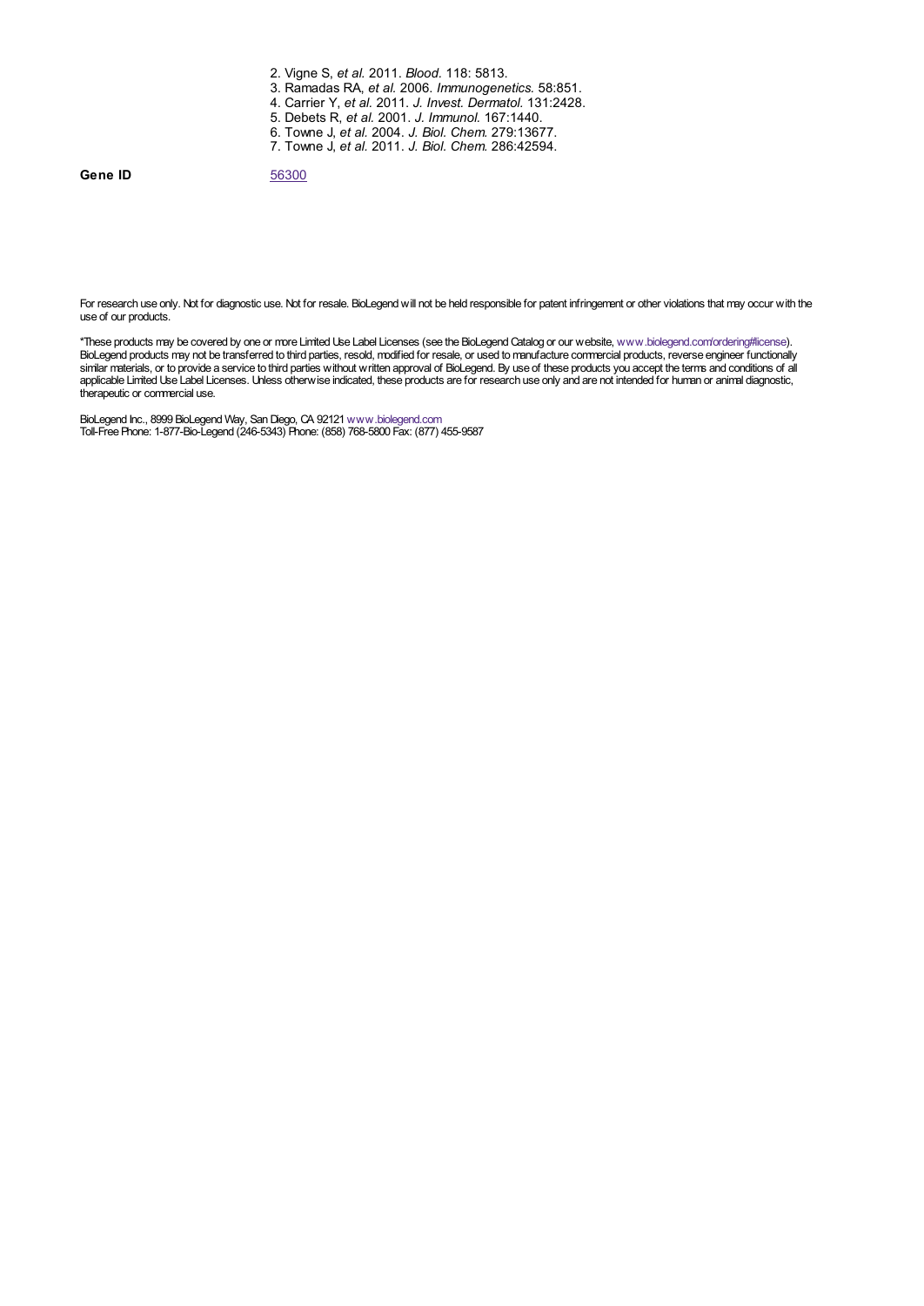2. Vigne S, *et al.* 2011. *Blood.* 118: 5813.
3. Ramadas RA, *et al.* 2006. *Immunogenetics.* 58:851.
4. Carrier Y, *et al.* 2011. *J. Invest. Dermatol.* 131:2428.
5. Debets R, *et al.* 2001. *J. Immunol.* 167:1440.
6. Towne J, *et al.* 2004. *J. Biol. Chem.* 279:13677.
7. Towne J, *et al.* 2011. *J. Biol. Chem.* 286:42594.

**Gene ID** 56300

For research use only. Not for diagnostic use. Not for resale. BioLegend will not be held responsible for patent infringement or other violations that may occur with the use of our products.

*These products may be covered by one or more Limited Use Label Licenses (see the BioLegend Catalog or our website, www.biolegend.com/ordering#license). BioLegend products may not be transferred to third parties, resold, modified for resale, or used to manufacture commercial products, reverse engineer functionally similar materials, or to provide a service to third parties without written approval of BioLegend. By use of these products you accept the terms and conditions of all applicable Limited Use Label Licenses. Unless otherwise indicated, these products are for research use only and are not intended for human or animal diagnostic, therapeutic or commercial use.

BioLegend Inc., 8999 BioLegend Way, San Diego, CA 92121 www.biolegend.com
Toll-Free Phone: 1-877-Bio-Legend (246-5343) Phone: (858) 768-5800 Fax: (877) 455-9587